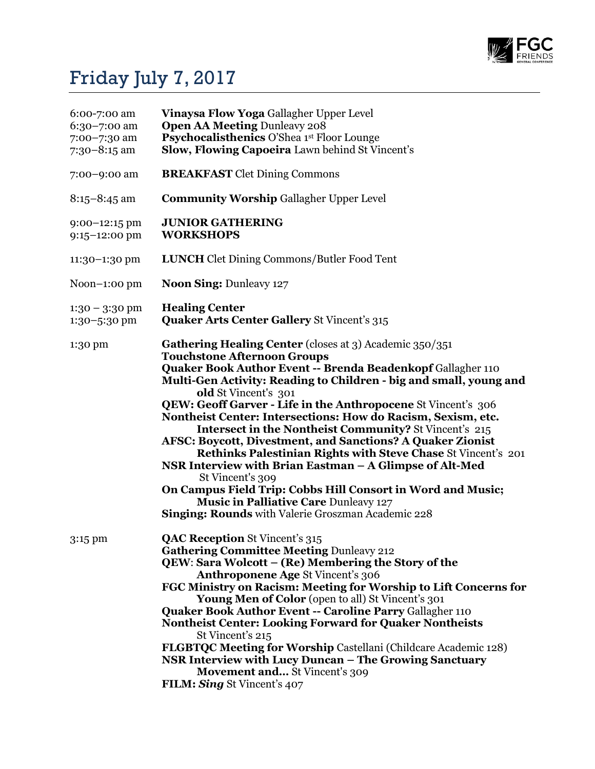# Friday July 7, 2017

6:00-7:00 am **Vinaysa Flow Yoga** Gallagher Upper Level
6:30–7:00 am **Open AA Meeting** Dunleavy 208
7:00–7:30 am **Psychocalisthenics** O'Shea 1st Floor Lounge
7:30–8:15 am **Slow, Flowing Capoeira** Lawn behind St Vincent's

7:00–9:00 am **BREAKFAST** Clet Dining Commons

8:15–8:45 am **Community Worship** Gallagher Upper Level

9:00–12:15 pm **JUNIOR GATHERING**
9:15–12:00 pm **WORKSHOPS**

11:30–1:30 pm **LUNCH** Clet Dining Commons/Butler Food Tent

Noon–1:00 pm **Noon Sing:** Dunleavy 127

1:30 – 3:30 pm **Healing Center**
1:30–5:30 pm **Quaker Arts Center Gallery** St Vincent's 315

1:30 pm
- **Gathering Healing Center** (closes at 3) Academic 350/351
- **Touchstone Afternoon Groups**
- **Quaker Book Author Event -- Brenda Beadenkopf** Gallagher 110
- **Multi-Gen Activity: Reading to Children - big and small, young and old** St Vincent's 301
- **QEW: Geoff Garver - Life in the Anthropocene** St Vincent's 306
- **Nontheist Center: Intersections: How do Racism, Sexism, etc. Intersect in the Nontheist Community?** St Vincent's 215
- **AFSC: Boycott, Divestment, and Sanctions? A Quaker Zionist Rethinks Palestinian Rights with Steve Chase** St Vincent's 201
- **NSR Interview with Brian Eastman – A Glimpse of Alt-Med** St Vincent's 309
- **On Campus Field Trip: Cobbs Hill Consort in Word and Music; Music in Palliative Care** Dunleavy 127
- **Singing: Rounds** with Valerie Groszman Academic 228

3:15 pm
- **QAC Reception** St Vincent's 315
- **Gathering Committee Meeting** Dunleavy 212
- **QEW**: **Sara Wolcott – (Re) Membering the Story of the Anthroponene Age** St Vincent's 306
- **FGC Ministry on Racism: Meeting for Worship to Lift Concerns for Young Men of Color** (open to all) St Vincent's 301
- **Quaker Book Author Event -- Caroline Parry** Gallagher 110
- **Nontheist Center: Looking Forward for Quaker Nontheists** St Vincent's 215
- **FLGBTQC Meeting for Worship** Castellani (Childcare Academic 128)
- **NSR Interview with Lucy Duncan – The Growing Sanctuary Movement and…** St Vincent's 309
- **FILM: *Sing*** St Vincent's 407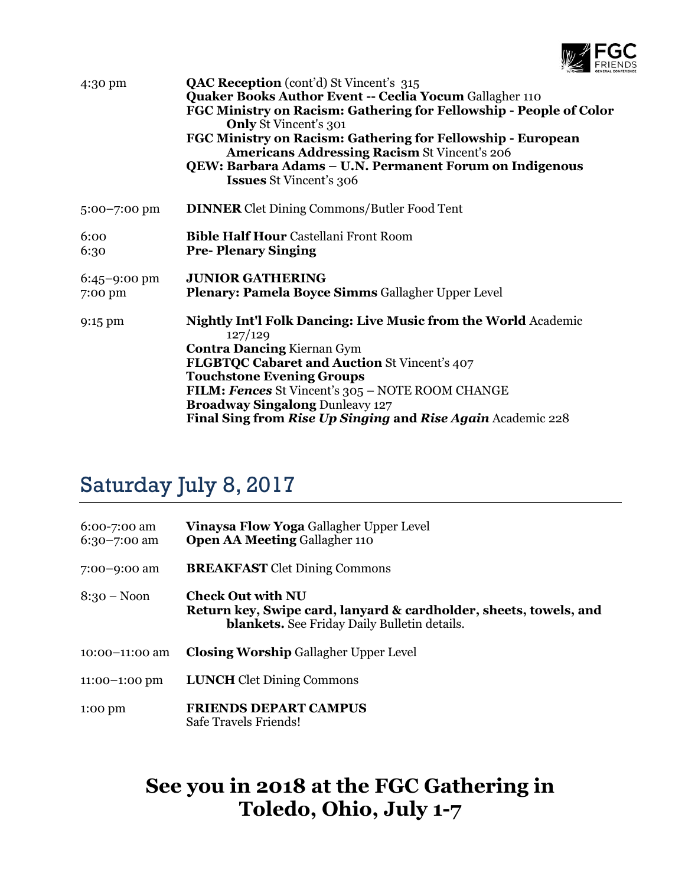4:30 pm — **QAC Reception** (cont'd) St Vincent's 315
**Quaker Books Author Event -- Ceclia Yocum** Gallagher 110
**FGC Ministry on Racism: Gathering for Fellowship - People of Color Only** St Vincent's 301
**FGC Ministry on Racism: Gathering for Fellowship - European Americans Addressing Racism** St Vincent's 206
**QEW: Barbara Adams – U.N. Permanent Forum on Indigenous Issues** St Vincent's 306

5:00–7:00 pm — **DINNER** Clet Dining Commons/Butler Food Tent

6:00 — **Bible Half Hour** Castellani Front Room
6:30 — **Pre- Plenary Singing**

6:45–9:00 pm — **JUNIOR GATHERING**
7:00 pm — **Plenary: Pamela Boyce Simms** Gallagher Upper Level

9:15 pm — **Nightly Int'l Folk Dancing: Live Music from the World** Academic 127/129
**Contra Dancing** Kiernan Gym
**FLGBTQC Cabaret and Auction** St Vincent's 407
**Touchstone Evening Groups**
**FILM: *Fences*** St Vincent's 305 – NOTE ROOM CHANGE
**Broadway Singalong** Dunleavy 127
**Final Sing from *Rise Up Singing* and *Rise Again*** Academic 228

## Saturday July 8, 2017

6:00-7:00 am — **Vinaysa Flow Yoga** Gallagher Upper Level
6:30–7:00 am — **Open AA Meeting** Gallagher 110

7:00–9:00 am — **BREAKFAST** Clet Dining Commons

8:30 – Noon — **Check Out with NU**
**Return key, Swipe card, lanyard & cardholder, sheets, towels, and blankets.** See Friday Daily Bulletin details.

10:00–11:00 am — **Closing Worship** Gallagher Upper Level

11:00–1:00 pm — **LUNCH** Clet Dining Commons

1:00 pm — **FRIENDS DEPART CAMPUS**
Safe Travels Friends!

# See you in 2018 at the FGC Gathering in Toledo, Ohio, July 1-7